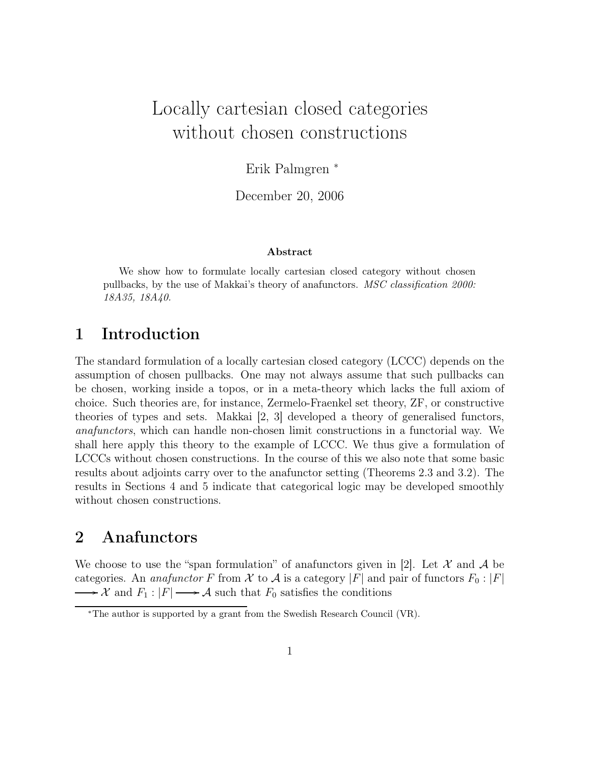# Locally cartesian closed categories without chosen constructions

Erik Palmgren *

December 20, 2006

**Abstract**

We show how to formulate locally cartesian closed category without chosen pullbacks, by the use of Makkai's theory of anafunctors. *MSC classification 2000: 18A35, 18A40.*

## 1 Introduction

The standard formulation of a locally cartesian closed category (LCCC) depends on the assumption of chosen pullbacks. One may not always assume that such pullbacks can be chosen, working inside a topos, or in a meta-theory which lacks the full axiom of choice. Such theories are, for instance, Zermelo-Fraenkel set theory, ZF, or constructive theories of types and sets. Makkai [2, 3] developed a theory of generalised functors, *anafunctors*, which can handle non-chosen limit constructions in a functorial way. We shall here apply this theory to the example of LCCC. We thus give a formulation of LCCCs without chosen constructions. In the course of this we also note that some basic results about adjoints carry over to the anafunctor setting (Theorems 2.3 and 3.2). The results in Sections 4 and 5 indicate that categorical logic may be developed smoothly without chosen constructions.

## 2 Anafunctors

We choose to use the "span formulation" of anafunctors given in [2]. Let $\mathcal{X}$ and $\mathcal{A}$ be categories. An *anafunctor* $F$ from $\mathcal{X}$ to $\mathcal{A}$ is a category $|F|$ and pair of functors $F_0 : |F| \longrightarrow \mathcal{X}$ and $F_1 : |F| \longrightarrow \mathcal{A}$ such that $F_0$ satisfies the conditions

*The author is supported by a grant from the Swedish Research Council (VR).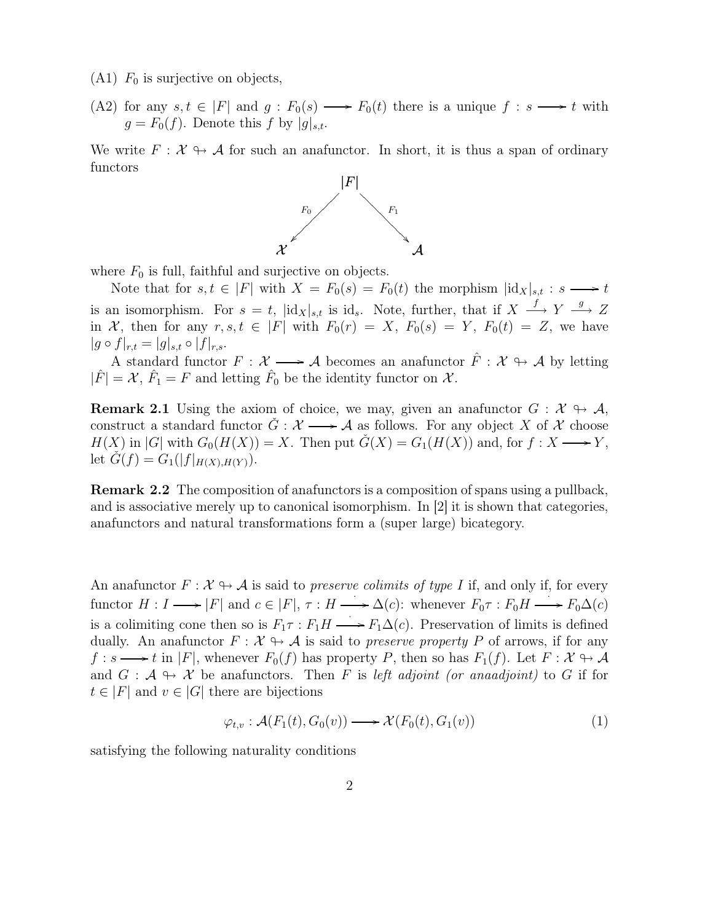(A1) $F_0$ is surjective on objects,

(A2) for any $s, t \in |F|$ and $g : F_0(s) \longrightarrow F_0(t)$ there is a unique $f : s \longrightarrow t$ with $g = F_0(f)$. Denote this $f$ by $|g|_{s,t}$.

We write $F : \mathcal{X} \nrightarrow \mathcal{A}$ for such an anafunctor. In short, it is thus a span of ordinary functors

$$\begin{array}{ccc} & |F| & \\ {\scriptstyle F_0}\swarrow & & \searrow{\scriptstyle F_1} \\ \mathcal{X} & & \mathcal{A} \end{array}$$

where $F_0$ is full, faithful and surjective on objects.

Note that for $s, t \in |F|$ with $X = F_0(s) = F_0(t)$ the morphism $|\mathrm{id}_X|_{s,t} : s \longrightarrow t$ is an isomorphism. For $s = t$, $|\mathrm{id}_X|_{s,t}$ is $\mathrm{id}_s$. Note, further, that if $X \xrightarrow{f} Y \xrightarrow{g} Z$ in $\mathcal{X}$, then for any $r, s, t \in |F|$ with $F_0(r) = X$, $F_0(s) = Y$, $F_0(t) = Z$, we have $|g \circ f|_{r,t} = |g|_{s,t} \circ |f|_{r,s}$.

A standard functor $F : \mathcal{X} \longrightarrow \mathcal{A}$ becomes an anafunctor $\hat{F} : \mathcal{X} \nrightarrow \mathcal{A}$ by letting $|\hat{F}| = \mathcal{X}$, $\hat{F}_1 = F$ and letting $\hat{F}_0$ be the identity functor on $\mathcal{X}$.

**Remark 2.1** Using the axiom of choice, we may, given an anafunctor $G : \mathcal{X} \nrightarrow \mathcal{A}$, construct a standard functor $\check{G} : \mathcal{X} \longrightarrow \mathcal{A}$ as follows. For any object $X$ of $\mathcal{X}$ choose $H(X)$ in $|G|$ with $G_0(H(X)) = X$. Then put $\check{G}(X) = G_1(H(X))$ and, for $f : X \longrightarrow Y$, let $\check{G}(f) = G_1(|f|_{H(X),H(Y)})$.

**Remark 2.2** The composition of anafunctors is a composition of spans using a pullback, and is associative merely up to canonical isomorphism. In [2] it is shown that categories, anafunctors and natural transformations form a (super large) bicategory.

An anafunctor $F : \mathcal{X} \nrightarrow \mathcal{A}$ is said to *preserve colimits of type $I$* if, and only if, for every functor $H : I \longrightarrow |F|$ and $c \in |F|$, $\tau : H \stackrel{\cdot}{\longrightarrow} \Delta(c)$: whenever $F_0\tau : F_0H \stackrel{\cdot}{\longrightarrow} F_0\Delta(c)$ is a colimiting cone then so is $F_1\tau : F_1H \stackrel{\cdot}{\longrightarrow} F_1\Delta(c)$. Preservation of limits is defined dually. An anafunctor $F : \mathcal{X} \nrightarrow \mathcal{A}$ is said to *preserve property $P$* of arrows, if for any $f : s \longrightarrow t$ in $|F|$, whenever $F_0(f)$ has property $P$, then so has $F_1(f)$. Let $F : \mathcal{X} \nrightarrow \mathcal{A}$ and $G : \mathcal{A} \nrightarrow \mathcal{X}$ be anafunctors. Then $F$ is *left adjoint (or anaadjoint)* to $G$ if for $t \in |F|$ and $v \in |G|$ there are bijections

$$\varphi_{t,v} : \mathcal{A}(F_1(t), G_0(v)) \longrightarrow \mathcal{X}(F_0(t), G_1(v)) \tag{1}$$

satisfying the following naturality conditions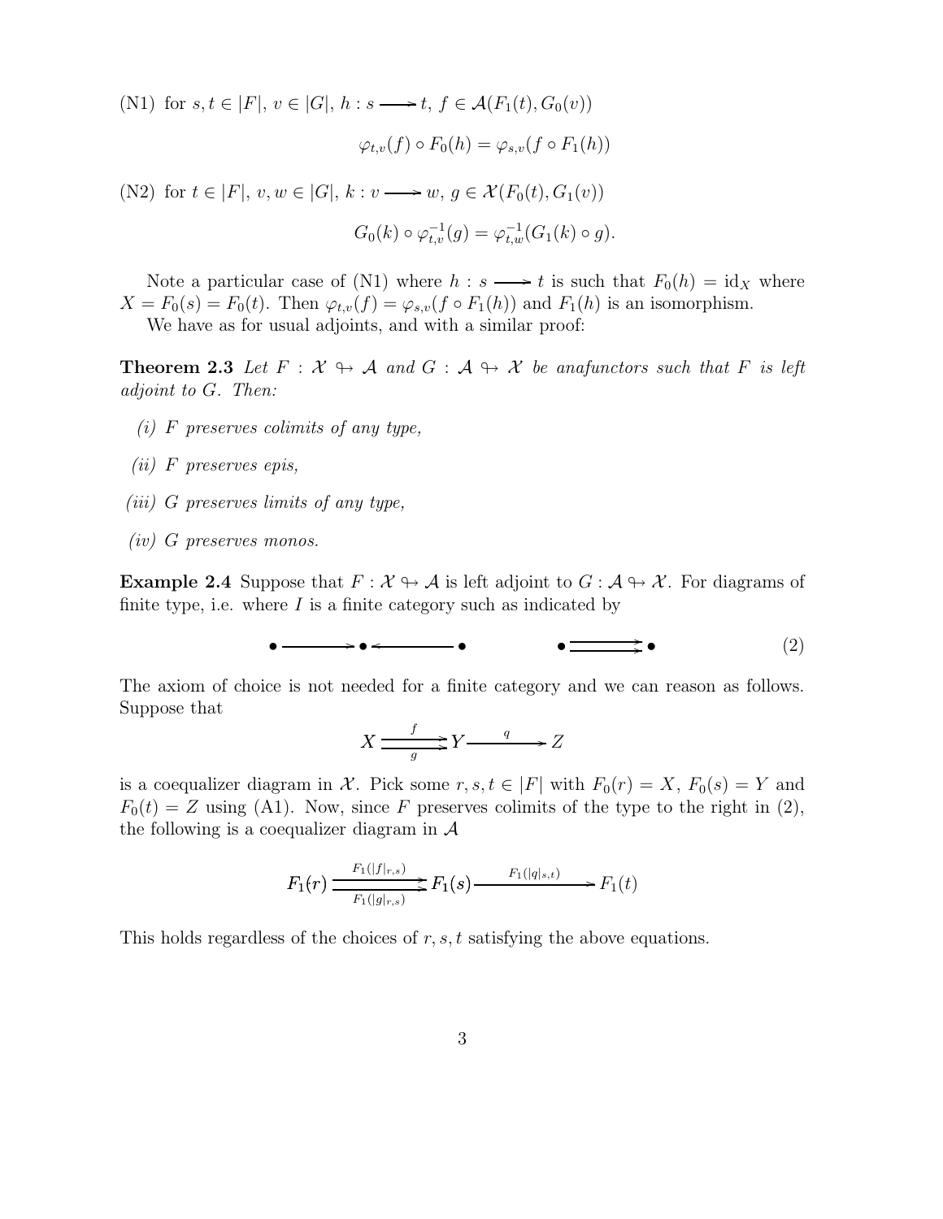(N1) for $s, t \in |F|$, $v \in |G|$, $h : s \longrightarrow t$, $f \in \mathcal{A}(F_1(t), G_0(v))$

$$\varphi_{t,v}(f) \circ F_0(h) = \varphi_{s,v}(f \circ F_1(h))$$

(N2) for $t \in |F|$, $v, w \in |G|$, $k : v \longrightarrow w$, $g \in \mathcal{X}(F_0(t), G_1(v))$

$$G_0(k) \circ \varphi^{-1}_{t,v}(g) = \varphi^{-1}_{t,w}(G_1(k) \circ g).$$

Note a particular case of (N1) where $h : s \longrightarrow t$ is such that $F_0(h) = \mathrm{id}_X$ where $X = F_0(s) = F_0(t)$. Then $\varphi_{t,v}(f) = \varphi_{s,v}(f \circ F_1(h))$ and $F_1(h)$ is an isomorphism.

We have as for usual adjoints, and with a similar proof:

**Theorem 2.3** *Let $F : \mathcal{X} \nrightarrow \mathcal{A}$ and $G : \mathcal{A} \nrightarrow \mathcal{X}$ be anafunctors such that $F$ is left adjoint to $G$. Then:*

*(i) $F$ preserves colimits of any type,*

*(ii) $F$ preserves epis,*

*(iii) $G$ preserves limits of any type,*

*(iv) $G$ preserves monos.*

**Example 2.4** Suppose that $F : \mathcal{X} \nrightarrow \mathcal{A}$ is left adjoint to $G : \mathcal{A} \nrightarrow \mathcal{X}$. For diagrams of finite type, i.e. where $I$ is a finite category such as indicated by

$$\bullet \longrightarrow \bullet \longleftarrow \bullet \qquad\qquad \bullet \rightrightarrows \bullet \tag{2}$$

The axiom of choice is not needed for a finite category and we can reason as follows. Suppose that

$$X \underset{g}{\overset{f}{\rightrightarrows}} Y \xrightarrow{\;q\;} Z$$

is a coequalizer diagram in $\mathcal{X}$. Pick some $r, s, t \in |F|$ with $F_0(r) = X$, $F_0(s) = Y$ and $F_0(t) = Z$ using (A1). Now, since $F$ preserves colimits of the type to the right in (2), the following is a coequalizer diagram in $\mathcal{A}$

$$F_1(r) \underset{F_1(|g|_{r,s})}{\overset{F_1(|f|_{r,s})}{\rightrightarrows}} F_1(s) \xrightarrow{\;F_1(|q|_{s,t})\;} F_1(t)$$

This holds regardless of the choices of $r, s, t$ satisfying the above equations.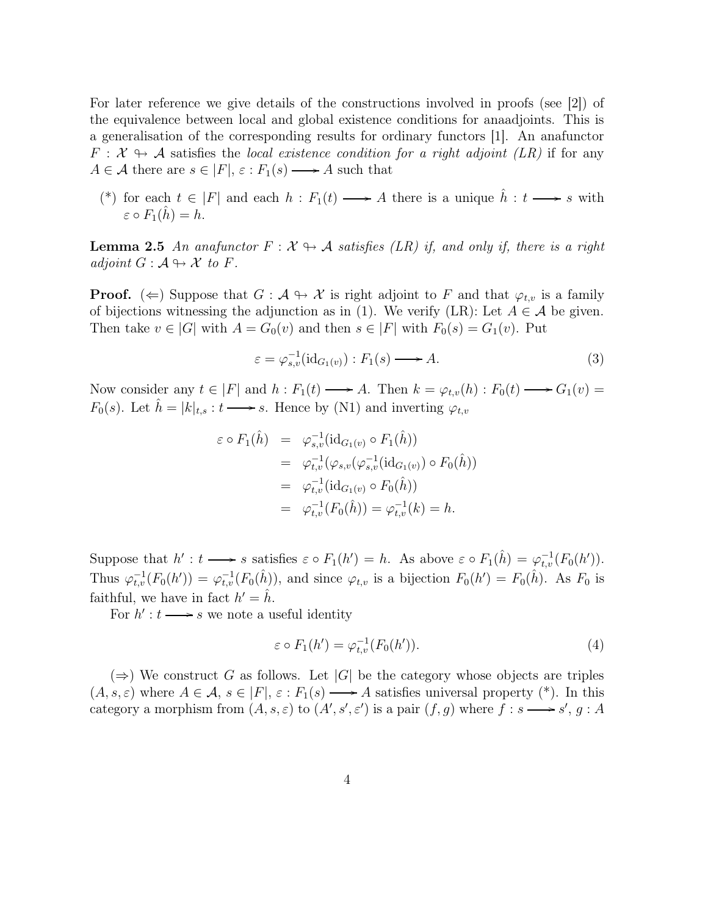For later reference we give details of the constructions involved in proofs (see [2]) of the equivalence between local and global existence conditions for anaadjoints. This is a generalisation of the corresponding results for ordinary functors [1]. An anafunctor $F : \mathcal{X} \looparrowright \mathcal{A}$ satisfies the *local existence condition for a right adjoint (LR)* if for any $A \in \mathcal{A}$ there are $s \in |F|$, $\varepsilon : F_1(s) \longrightarrow A$ such that

(*) for each $t \in |F|$ and each $h : F_1(t) \longrightarrow A$ there is a unique $\hat{h} : t \longrightarrow s$ with $\varepsilon \circ F_1(\hat{h}) = h$.

**Lemma 2.5** *An anafunctor $F : \mathcal{X} \looparrowright \mathcal{A}$ satisfies (LR) if, and only if, there is a right adjoint $G : \mathcal{A} \looparrowright \mathcal{X}$ to $F$.*

**Proof.** ($\Leftarrow$) Suppose that $G : \mathcal{A} \looparrowright \mathcal{X}$ is right adjoint to $F$ and that $\varphi_{t,v}$ is a family of bijections witnessing the adjunction as in (1). We verify (LR): Let $A \in \mathcal{A}$ be given. Then take $v \in |G|$ with $A = G_0(v)$ and then $s \in |F|$ with $F_0(s) = G_1(v)$. Put

$$\varepsilon = \varphi_{s,v}^{-1}(\mathrm{id}_{G_1(v)}) : F_1(s) \longrightarrow A. \tag{3}$$

Now consider any $t \in |F|$ and $h : F_1(t) \longrightarrow A$. Then $k = \varphi_{t,v}(h) : F_0(t) \longrightarrow G_1(v) = F_0(s)$. Let $\hat{h} = |k|_{t,s} : t \longrightarrow s$. Hence by (N1) and inverting $\varphi_{t,v}$

$$\begin{aligned}
\varepsilon \circ F_1(\hat{h}) &= \varphi_{s,v}^{-1}(\mathrm{id}_{G_1(v)} \circ F_1(\hat{h})) \\
&= \varphi_{t,v}^{-1}(\varphi_{s,v}(\varphi_{s,v}^{-1}(\mathrm{id}_{G_1(v)}) \circ F_0(\hat{h})) \\
&= \varphi_{t,v}^{-1}(\mathrm{id}_{G_1(v)} \circ F_0(\hat{h})) \\
&= \varphi_{t,v}^{-1}(F_0(\hat{h})) = \varphi_{t,v}^{-1}(k) = h.
\end{aligned}$$

Suppose that $h' : t \longrightarrow s$ satisfies $\varepsilon \circ F_1(h') = h$. As above $\varepsilon \circ F_1(\hat{h}) = \varphi_{t,v}^{-1}(F_0(h'))$. Thus $\varphi_{t,v}^{-1}(F_0(h')) = \varphi_{t,v}^{-1}(F_0(\hat{h}))$, and since $\varphi_{t,v}$ is a bijection $F_0(h') = F_0(\hat{h})$. As $F_0$ is faithful, we have in fact $h' = \hat{h}$.

For $h' : t \longrightarrow s$ we note a useful identity

$$\varepsilon \circ F_1(h') = \varphi_{t,v}^{-1}(F_0(h')). \tag{4}$$

($\Rightarrow$) We construct $G$ as follows. Let $|G|$ be the category whose objects are triples $(A, s, \varepsilon)$ where $A \in \mathcal{A}$, $s \in |F|$, $\varepsilon : F_1(s) \longrightarrow A$ satisfies universal property (*). In this category a morphism from $(A, s, \varepsilon)$ to $(A', s', \varepsilon')$ is a pair $(f, g)$ where $f : s \longrightarrow s'$, $g : A$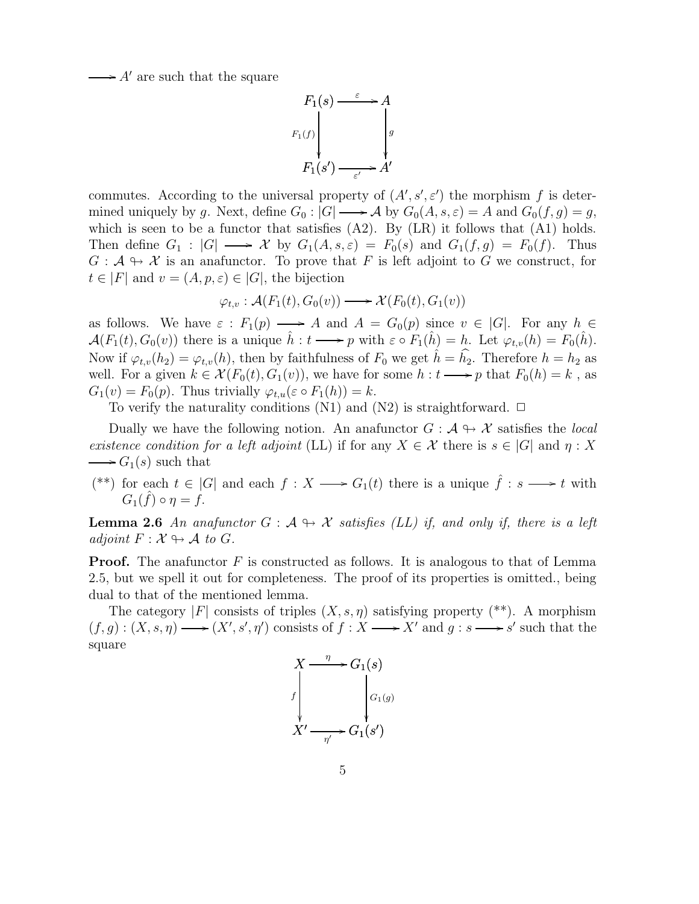$\longrightarrow A'$ are such that the square

$$\begin{array}{ccc} F_1(s) & \xrightarrow{\varepsilon} & A \\ {\scriptstyle F_1(f)}\downarrow & & \downarrow{\scriptstyle g} \\ F_1(s') & \xrightarrow[\varepsilon']{} & A' \end{array}$$

commutes. According to the universal property of $(A', s', \varepsilon')$ the morphism $f$ is determined uniquely by $g$. Next, define $G_0 : |G| \longrightarrow \mathcal{A}$ by $G_0(A, s, \varepsilon) = A$ and $G_0(f, g) = g$, which is seen to be a functor that satisfies (A2). By (LR) it follows that (A1) holds. Then define $G_1 : |G| \longrightarrow \mathcal{X}$ by $G_1(A, s, \varepsilon) = F_0(s)$ and $G_1(f, g) = F_0(f)$. Thus $G : \mathcal{A} \nrightarrow \mathcal{X}$ is an anafunctor. To prove that $F$ is left adjoint to $G$ we construct, for $t \in |F|$ and $v = (A, p, \varepsilon) \in |G|$, the bijection

$$\varphi_{t,v} : \mathcal{A}(F_1(t), G_0(v)) \longrightarrow \mathcal{X}(F_0(t), G_1(v))$$

as follows. We have $\varepsilon : F_1(p) \longrightarrow A$ and $A = G_0(p)$ since $v \in |G|$. For any $h \in \mathcal{A}(F_1(t), G_0(v))$ there is a unique $\hat{h} : t \longrightarrow p$ with $\varepsilon \circ F_1(\hat{h}) = h$. Let $\varphi_{t,v}(h) = F_0(\hat{h})$. Now if $\varphi_{t,v}(h_2) = \varphi_{t,v}(h)$, then by faithfulness of $F_0$ we get $\hat{h} = \widehat{h_2}$. Therefore $h = h_2$ as well. For a given $k \in \mathcal{X}(F_0(t), G_1(v))$, we have for some $h : t \longrightarrow p$ that $F_0(h) = k$ , as $G_1(v) = F_0(p)$. Thus trivially $\varphi_{t,u}(\varepsilon \circ F_1(h)) = k$.

To verify the naturality conditions (N1) and (N2) is straightforward. $\square$

Dually we have the following notion. An anafunctor $G : \mathcal{A} \nrightarrow \mathcal{X}$ satisfies the *local existence condition for a left adjoint* (LL) if for any $X \in \mathcal{X}$ there is $s \in |G|$ and $\eta : X \longrightarrow G_1(s)$ such that

(**) for each $t \in |G|$ and each $f : X \longrightarrow G_1(t)$ there is a unique $\hat{f} : s \longrightarrow t$ with $G_1(\hat{f}) \circ \eta = f$.

**Lemma 2.6** *An anafunctor $G : \mathcal{A} \nrightarrow \mathcal{X}$ satisfies (LL) if, and only if, there is a left adjoint $F : \mathcal{X} \nrightarrow \mathcal{A}$ to $G$.*

**Proof.** The anafunctor $F$ is constructed as follows. It is analogous to that of Lemma 2.5, but we spell it out for completeness. The proof of its properties is omitted., being dual to that of the mentioned lemma.

The category $|F|$ consists of triples $(X, s, \eta)$ satisfying property (**). A morphism $(f, g) : (X, s, \eta) \longrightarrow (X', s', \eta')$ consists of $f : X \longrightarrow X'$ and $g : s \longrightarrow s'$ such that the square

$$\begin{array}{ccc} X & \xrightarrow{\eta} & G_1(s) \\ {\scriptstyle f}\downarrow & & \downarrow{\scriptstyle G_1(g)} \\ X' & \xrightarrow[\eta']{} & G_1(s') \end{array}$$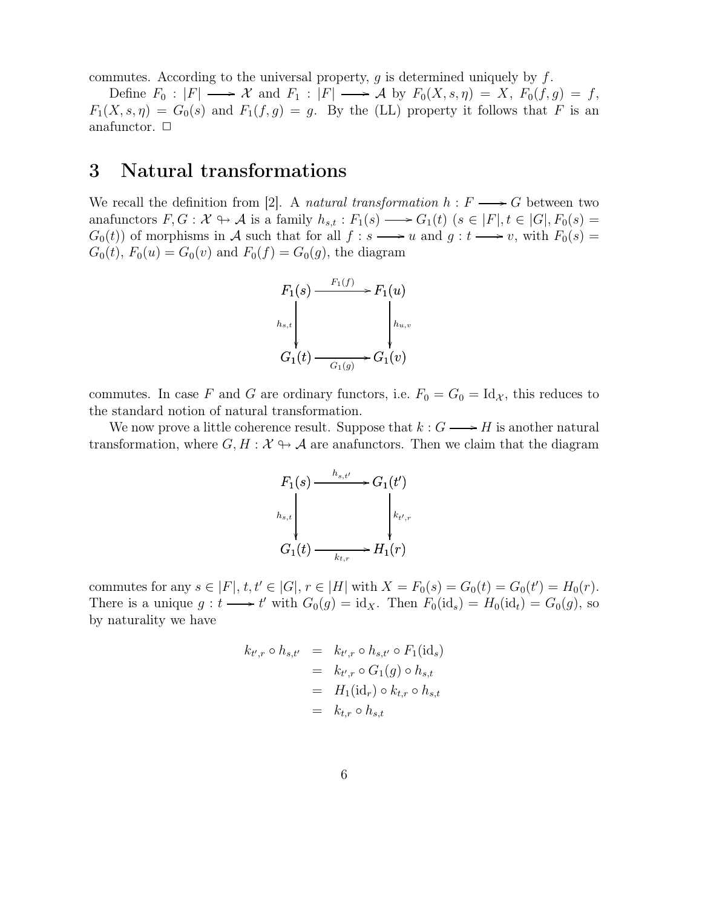commutes. According to the universal property, $g$ is determined uniquely by $f$.

Define $F_0 : |F| \longrightarrow \mathcal{X}$ and $F_1 : |F| \longrightarrow \mathcal{A}$ by $F_0(X, s, \eta) = X$, $F_0(f, g) = f$, $F_1(X, s, \eta) = G_0(s)$ and $F_1(f, g) = g$. By the (LL) property it follows that $F$ is an anafunctor. $\Box$

# 3 Natural transformations

We recall the definition from [2]. A *natural transformation* $h : F \longrightarrow G$ between two anafunctors $F, G : \mathcal{X} \looparrowright \mathcal{A}$ is a family $h_{s,t} : F_1(s) \longrightarrow G_1(t)$ ($s \in |F|, t \in |G|, F_0(s) = G_0(t)$) of morphisms in $\mathcal{A}$ such that for all $f : s \longrightarrow u$ and $g : t \longrightarrow v$, with $F_0(s) = G_0(t)$, $F_0(u) = G_0(v)$ and $F_0(f) = G_0(g)$, the diagram

$$\begin{array}{ccc} F_1(s) & \xrightarrow{F_1(f)} & F_1(u) \\ {\scriptstyle h_{s,t}}\downarrow & & \downarrow{\scriptstyle h_{u,v}} \\ G_1(t) & \xrightarrow[G_1(g)]{} & G_1(v) \end{array}$$

commutes. In case $F$ and $G$ are ordinary functors, i.e. $F_0 = G_0 = \mathrm{Id}_{\mathcal{X}}$, this reduces to the standard notion of natural transformation.

We now prove a little coherence result. Suppose that $k : G \longrightarrow H$ is another natural transformation, where $G, H : \mathcal{X} \looparrowright \mathcal{A}$ are anafunctors. Then we claim that the diagram

$$\begin{array}{ccc} F_1(s) & \xrightarrow{h_{s,t'}} & G_1(t') \\ {\scriptstyle h_{s,t}}\downarrow & & \downarrow{\scriptstyle k_{t',r}} \\ G_1(t) & \xrightarrow[k_{t,r}]{} & H_1(r) \end{array}$$

commutes for any $s \in |F|$, $t, t' \in |G|$, $r \in |H|$ with $X = F_0(s) = G_0(t) = G_0(t') = H_0(r)$. There is a unique $g : t \longrightarrow t'$ with $G_0(g) = \mathrm{id}_X$. Then $F_0(\mathrm{id}_s) = H_0(\mathrm{id}_t) = G_0(g)$, so by naturality we have

$$\begin{aligned} k_{t',r} \circ h_{s,t'} &= k_{t',r} \circ h_{s,t'} \circ F_1(\mathrm{id}_s) \\ &= k_{t',r} \circ G_1(g) \circ h_{s,t} \\ &= H_1(\mathrm{id}_r) \circ k_{t,r} \circ h_{s,t} \\ &= k_{t,r} \circ h_{s,t} \end{aligned}$$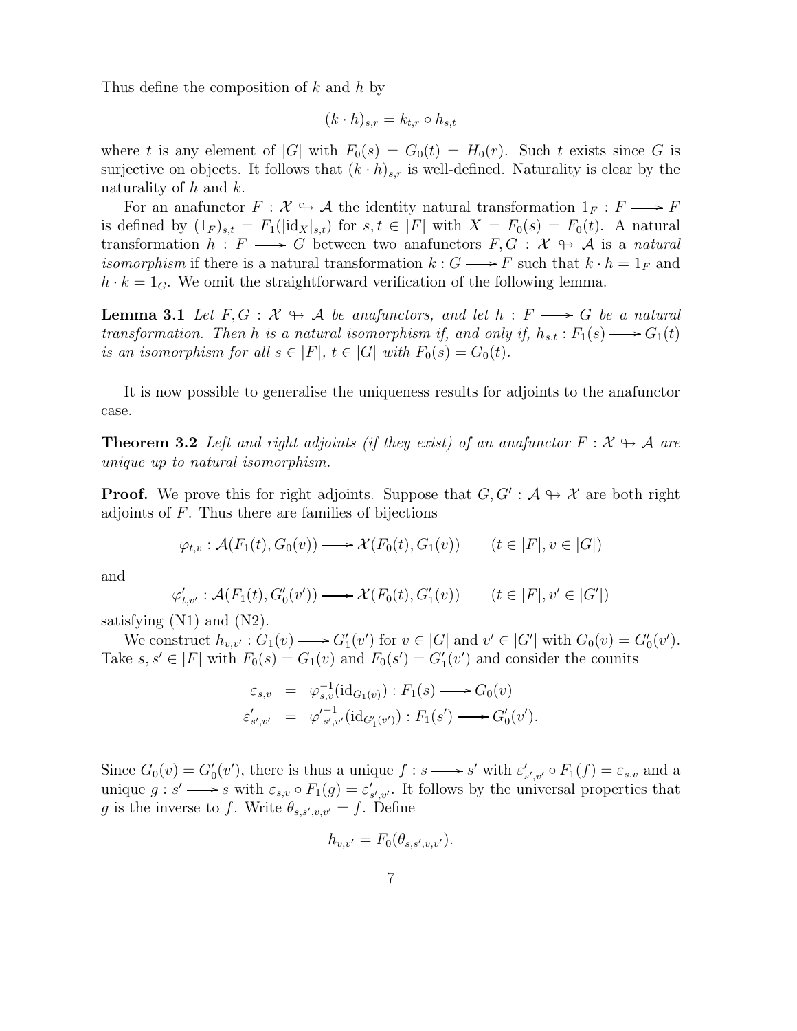Thus define the composition of $k$ and $h$ by

$$(k \cdot h)_{s,r} = k_{t,r} \circ h_{s,t}$$

where $t$ is any element of $|G|$ with $F_0(s) = G_0(t) = H_0(r)$. Such $t$ exists since $G$ is surjective on objects. It follows that $(k \cdot h)_{s,r}$ is well-defined. Naturality is clear by the naturality of $h$ and $k$.

For an anafunctor $F : \mathcal{X} \looparrowright \mathcal{A}$ the identity natural transformation $1_F : F \longrightarrow F$ is defined by $(1_F)_{s,t} = F_1(|\mathrm{id}_X|_{s,t})$ for $s, t \in |F|$ with $X = F_0(s) = F_0(t)$. A natural transformation $h : F \longrightarrow G$ between two anafunctors $F, G : \mathcal{X} \looparrowright \mathcal{A}$ is a *natural isomorphism* if there is a natural transformation $k : G \longrightarrow F$ such that $k \cdot h = 1_F$ and $h \cdot k = 1_G$. We omit the straightforward verification of the following lemma.

**Lemma 3.1** *Let $F, G : \mathcal{X} \looparrowright \mathcal{A}$ be anafunctors, and let $h : F \longrightarrow G$ be a natural transformation. Then $h$ is a natural isomorphism if, and only if, $h_{s,t} : F_1(s) \longrightarrow G_1(t)$ is an isomorphism for all $s \in |F|$, $t \in |G|$ with $F_0(s) = G_0(t)$.*

It is now possible to generalise the uniqueness results for adjoints to the anafunctor case.

**Theorem 3.2** *Left and right adjoints (if they exist) of an anafunctor $F : \mathcal{X} \looparrowright \mathcal{A}$ are unique up to natural isomorphism.*

**Proof.** We prove this for right adjoints. Suppose that $G, G' : \mathcal{A} \looparrowright \mathcal{X}$ are both right adjoints of $F$. Thus there are families of bijections

$$\varphi_{t,v} : \mathcal{A}(F_1(t), G_0(v)) \longrightarrow \mathcal{X}(F_0(t), G_1(v)) \qquad (t \in |F|, v \in |G|)$$

and

$$\varphi'_{t,v'} : \mathcal{A}(F_1(t), G'_0(v')) \longrightarrow \mathcal{X}(F_0(t), G'_1(v)) \qquad (t \in |F|, v' \in |G'|)$$

satisfying (N1) and (N2).

We construct $h_{v,v'} : G_1(v) \longrightarrow G'_1(v')$ for $v \in |G|$ and $v' \in |G'|$ with $G_0(v) = G'_0(v')$. Take $s, s' \in |F|$ with $F_0(s) = G_1(v)$ and $F_0(s') = G'_1(v')$ and consider the counits

$$\begin{aligned}
\varepsilon_{s,v} &= \varphi^{-1}_{s,v}(\mathrm{id}_{G_1(v)}) : F_1(s) \longrightarrow G_0(v) \\
\varepsilon'_{s',v'} &= {\varphi'}^{-1}_{s',v'}(\mathrm{id}_{G'_1(v')}) : F_1(s') \longrightarrow G'_0(v').
\end{aligned}$$

Since $G_0(v) = G'_0(v')$, there is thus a unique $f : s \longrightarrow s'$ with $\varepsilon'_{s',v'} \circ F_1(f) = \varepsilon_{s,v}$ and a unique $g : s' \longrightarrow s$ with $\varepsilon_{s,v} \circ F_1(g) = \varepsilon'_{s',v'}$. It follows by the universal properties that $g$ is the inverse to $f$. Write $\theta_{s,s',v,v'} = f$. Define

$$h_{v,v'} = F_0(\theta_{s,s',v,v'}).$$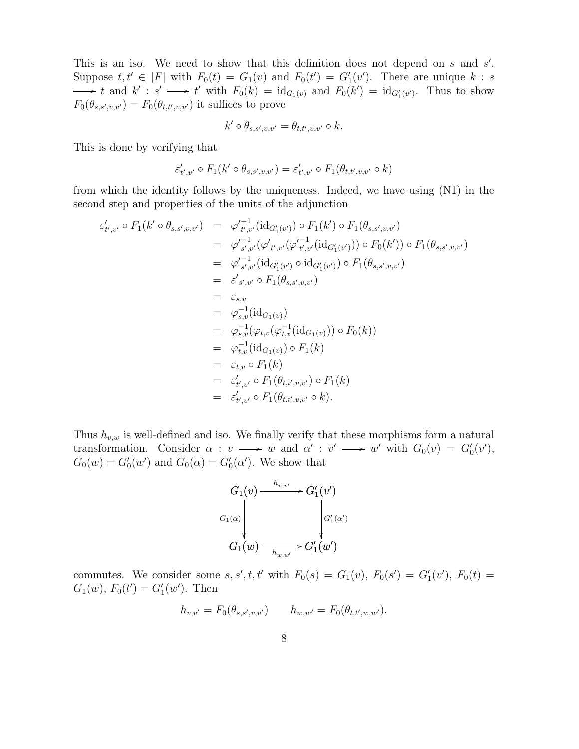This is an iso. We need to show that this definition does not depend on $s$ and $s'$. Suppose $t, t' \in |F|$ with $F_0(t) = G_1(v)$ and $F_0(t') = G_1'(v')$. There are unique $k : s \longrightarrow t$ and $k' : s' \longrightarrow t'$ with $F_0(k) = \mathrm{id}_{G_1(v)}$ and $F_0(k') = \mathrm{id}_{G_1'(v')}$. Thus to show $F_0(\theta_{s,s',v,v'}) = F_0(\theta_{t,t',v,v'})$ it suffices to prove

$$k' \circ \theta_{s,s',v,v'} = \theta_{t,t',v,v'} \circ k.$$

This is done by verifying that

$$\varepsilon'_{t',v'} \circ F_1(k' \circ \theta_{s,s',v,v'}) = \varepsilon'_{t',v'} \circ F_1(\theta_{t,t',v,v'} \circ k)$$

from which the identity follows by the uniqueness. Indeed, we have using (N1) in the second step and properties of the units of the adjunction

$$\begin{aligned}
\varepsilon'_{t',v'} \circ F_1(k' \circ \theta_{s,s',v,v'}) &= \varphi'^{-1}_{t',v'}(\mathrm{id}_{G_1'(v')}) \circ F_1(k') \circ F_1(\theta_{s,s',v,v'}) \\
&= \varphi'^{-1}_{s',v'}(\varphi'_{t',v'}(\varphi'^{-1}_{t',v'}(\mathrm{id}_{G_1'(v')})) \circ F_0(k')) \circ F_1(\theta_{s,s',v,v'}) \\
&= \varphi'^{-1}_{s',v'}(\mathrm{id}_{G_1'(v')} \circ \mathrm{id}_{G_1'(v')}) \circ F_1(\theta_{s,s',v,v'}) \\
&= \varepsilon'_{s',v'} \circ F_1(\theta_{s,s',v,v'}) \\
&= \varepsilon_{s,v} \\
&= \varphi^{-1}_{s,v}(\mathrm{id}_{G_1(v)}) \\
&= \varphi^{-1}_{s,v}(\varphi_{t,v}(\varphi^{-1}_{t,v}(\mathrm{id}_{G_1(v)})) \circ F_0(k)) \\
&= \varphi^{-1}_{t,v}(\mathrm{id}_{G_1(v)}) \circ F_1(k) \\
&= \varepsilon_{t,v} \circ F_1(k) \\
&= \varepsilon'_{t',v'} \circ F_1(\theta_{t,t',v,v'}) \circ F_1(k) \\
&= \varepsilon'_{t',v'} \circ F_1(\theta_{t,t',v,v'} \circ k).
\end{aligned}$$

Thus $h_{v,w}$ is well-defined and iso. We finally verify that these morphisms form a natural transformation. Consider $\alpha : v \longrightarrow w$ and $\alpha' : v' \longrightarrow w'$ with $G_0(v) = G_0'(v')$, $G_0(w) = G_0'(w')$ and $G_0(\alpha) = G_0'(\alpha')$. We show that

$$\begin{array}{ccc}
G_1(v) & \xrightarrow{h_{v,v'}} & G_1'(v') \\
{\scriptstyle G_1(\alpha)} \downarrow & & \downarrow {\scriptstyle G_1'(\alpha')} \\
G_1(w) & \xrightarrow[h_{w,w'}]{} & G_1'(w')
\end{array}$$

commutes. We consider some $s, s', t, t'$ with $F_0(s) = G_1(v)$, $F_0(s') = G_1'(v')$, $F_0(t) = G_1(w)$, $F_0(t') = G_1'(w')$. Then

$$h_{v,v'} = F_0(\theta_{s,s',v,v'}) \qquad h_{w,w'} = F_0(\theta_{t,t',w,w'}).$$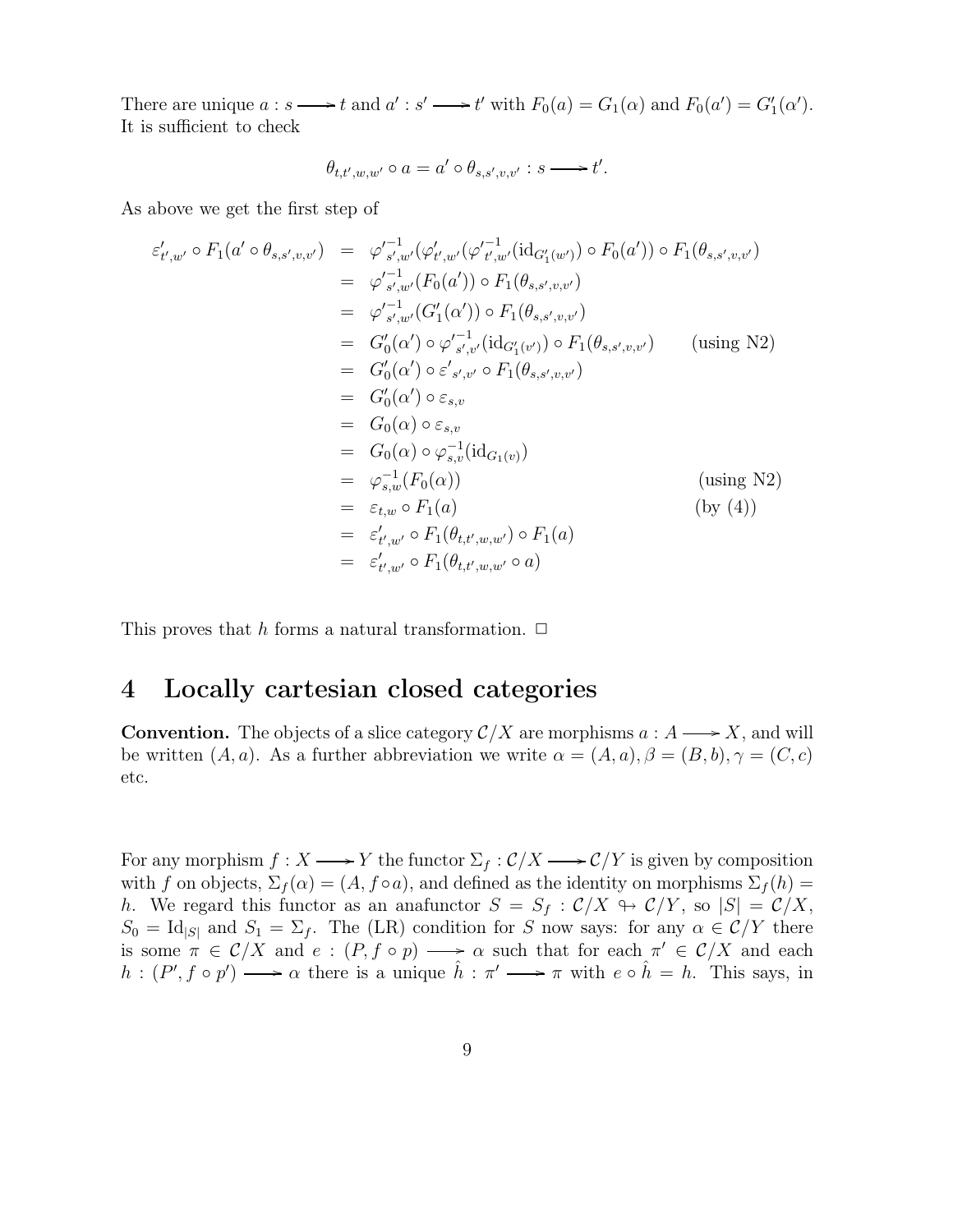There are unique $a : s \longrightarrow t$ and $a' : s' \longrightarrow t'$ with $F_0(a) = G_1(\alpha)$ and $F_0(a') = G_1'(\alpha')$. It is sufficient to check

$$\theta_{t,t',w,w'} \circ a = a' \circ \theta_{s,s',v,v'} : s \longrightarrow t'.$$

As above we get the first step of

$$
\begin{aligned}
\varepsilon'_{t',w'} \circ F_1(a' \circ \theta_{s,s',v,v'}) &= {\varphi'}^{-1}_{s',w'}(\varphi'_{t',w'}({\varphi'}^{-1}_{t',w'}(\mathrm{id}_{G_1'(w')}) \circ F_0(a')) \circ F_1(\theta_{s,s',v,v'}) \\
&= {\varphi'}^{-1}_{s',w'}(F_0(a')) \circ F_1(\theta_{s,s',v,v'}) \\
&= {\varphi'}^{-1}_{s',w'}(G_1'(\alpha')) \circ F_1(\theta_{s,s',v,v'}) \\
&= G_0'(\alpha') \circ {\varphi'}^{-1}_{s',v'}(\mathrm{id}_{G_1'(v')}) \circ F_1(\theta_{s,s',v,v'}) \qquad \text{(using N2)} \\
&= G_0'(\alpha') \circ {\varepsilon'}_{s',v'} \circ F_1(\theta_{s,s',v,v'}) \\
&= G_0'(\alpha') \circ \varepsilon_{s,v} \\
&= G_0(\alpha) \circ \varepsilon_{s,v} \\
&= G_0(\alpha) \circ \varphi^{-1}_{s,v}(\mathrm{id}_{G_1(v)}) \\
&= \varphi^{-1}_{s,w}(F_0(\alpha)) \qquad \text{(using N2)} \\
&= \varepsilon_{t,w} \circ F_1(a) \qquad \text{(by (4))} \\
&= \varepsilon'_{t',w'} \circ F_1(\theta_{t,t',w,w'}) \circ F_1(a) \\
&= \varepsilon'_{t',w'} \circ F_1(\theta_{t,t',w,w'} \circ a)
\end{aligned}
$$

This proves that $h$ forms a natural transformation. □

# 4 Locally cartesian closed categories

**Convention.** The objects of a slice category $\mathcal{C}/X$ are morphisms $a : A \longrightarrow X$, and will be written $(A, a)$. As a further abbreviation we write $\alpha = (A, a), \beta = (B, b), \gamma = (C, c)$ etc.

For any morphism $f : X \longrightarrow Y$ the functor $\Sigma_f : \mathcal{C}/X \longrightarrow \mathcal{C}/Y$ is given by composition with $f$ on objects, $\Sigma_f(\alpha) = (A, f \circ a)$, and defined as the identity on morphisms $\Sigma_f(h) = h$. We regard this functor as an anafunctor $S = S_f : \mathcal{C}/X \nrightarrow \mathcal{C}/Y$, so $|S| = \mathcal{C}/X$, $S_0 = \mathrm{Id}_{|S|}$ and $S_1 = \Sigma_f$. The (LR) condition for $S$ now says: for any $\alpha \in \mathcal{C}/Y$ there is some $\pi \in \mathcal{C}/X$ and $e : (P, f \circ p) \longrightarrow \alpha$ such that for each $\pi' \in \mathcal{C}/X$ and each $h : (P', f \circ p') \longrightarrow \alpha$ there is a unique $\hat{h} : \pi' \longrightarrow \pi$ with $e \circ \hat{h} = h$. This says, in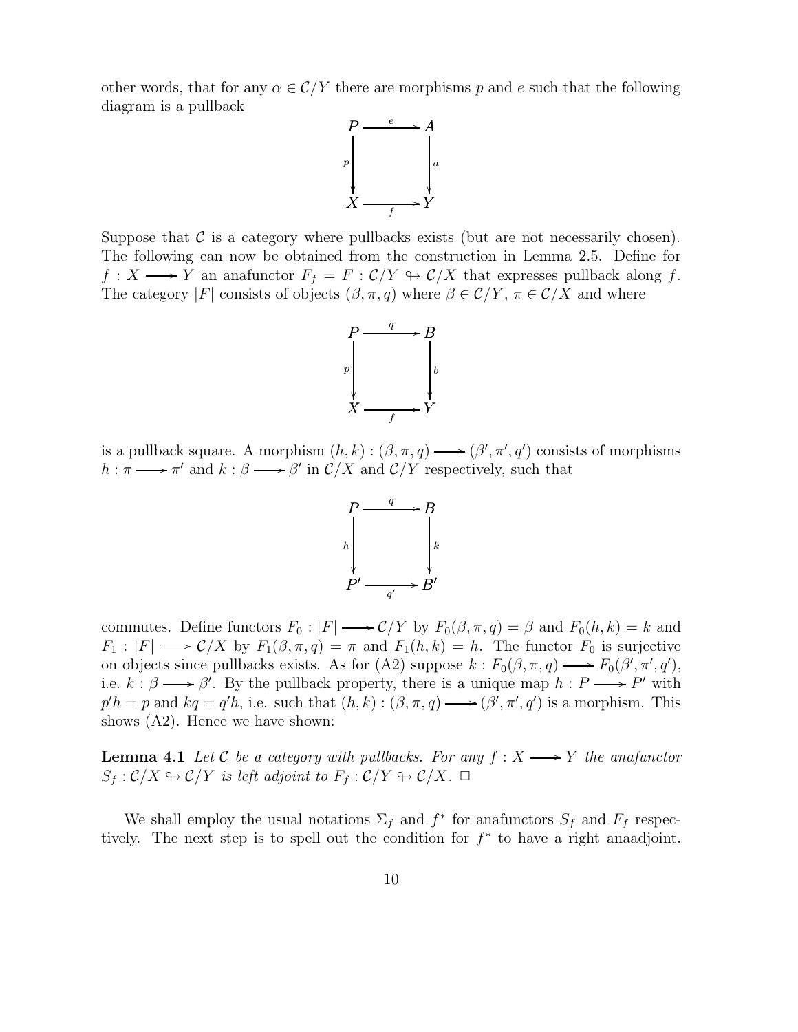other words, that for any $\alpha \in \mathcal{C}/Y$ there are morphisms $p$ and $e$ such that the following diagram is a pullback

$$\begin{array}{ccc} P & \xrightarrow{e} & A \\ {\scriptstyle p}\downarrow & & \downarrow{\scriptstyle a} \\ X & \xrightarrow[f]{} & Y \end{array}$$

Suppose that $\mathcal{C}$ is a category where pullbacks exists (but are not necessarily chosen). The following can now be obtained from the construction in Lemma 2.5. Define for $f : X \longrightarrow Y$ an anafunctor $F_f = F : \mathcal{C}/Y \nrightarrow \mathcal{C}/X$ that expresses pullback along $f$. The category $|F|$ consists of objects $(\beta, \pi, q)$ where $\beta \in \mathcal{C}/Y$, $\pi \in \mathcal{C}/X$ and where

$$\begin{array}{ccc} P & \xrightarrow{q} & B \\ {\scriptstyle p}\downarrow & & \downarrow{\scriptstyle b} \\ X & \xrightarrow[f]{} & Y \end{array}$$

is a pullback square. A morphism $(h, k) : (\beta, \pi, q) \longrightarrow (\beta', \pi', q')$ consists of morphisms $h : \pi \longrightarrow \pi'$ and $k : \beta \longrightarrow \beta'$ in $\mathcal{C}/X$ and $\mathcal{C}/Y$ respectively, such that

$$\begin{array}{ccc} P & \xrightarrow{q} & B \\ {\scriptstyle h}\downarrow & & \downarrow{\scriptstyle k} \\ P' & \xrightarrow[q']{} & B' \end{array}$$

commutes. Define functors $F_0 : |F| \longrightarrow \mathcal{C}/Y$ by $F_0(\beta, \pi, q) = \beta$ and $F_0(h, k) = k$ and $F_1 : |F| \longrightarrow \mathcal{C}/X$ by $F_1(\beta, \pi, q) = \pi$ and $F_1(h, k) = h$. The functor $F_0$ is surjective on objects since pullbacks exists. As for (A2) suppose $k : F_0(\beta, \pi, q) \longrightarrow F_0(\beta', \pi', q')$, i.e. $k : \beta \longrightarrow \beta'$. By the pullback property, there is a unique map $h : P \longrightarrow P'$ with $p'h = p$ and $kq = q'h$, i.e. such that $(h, k) : (\beta, \pi, q) \longrightarrow (\beta', \pi', q')$ is a morphism. This shows (A2). Hence we have shown:

**Lemma 4.1** *Let $\mathcal{C}$ be a category with pullbacks. For any $f : X \longrightarrow Y$ the anafunctor $S_f : \mathcal{C}/X \nrightarrow \mathcal{C}/Y$ is left adjoint to $F_f : \mathcal{C}/Y \nrightarrow \mathcal{C}/X$.* $\square$

We shall employ the usual notations $\Sigma_f$ and $f^*$ for anafunctors $S_f$ and $F_f$ respectively. The next step is to spell out the condition for $f^*$ to have a right anaadjoint.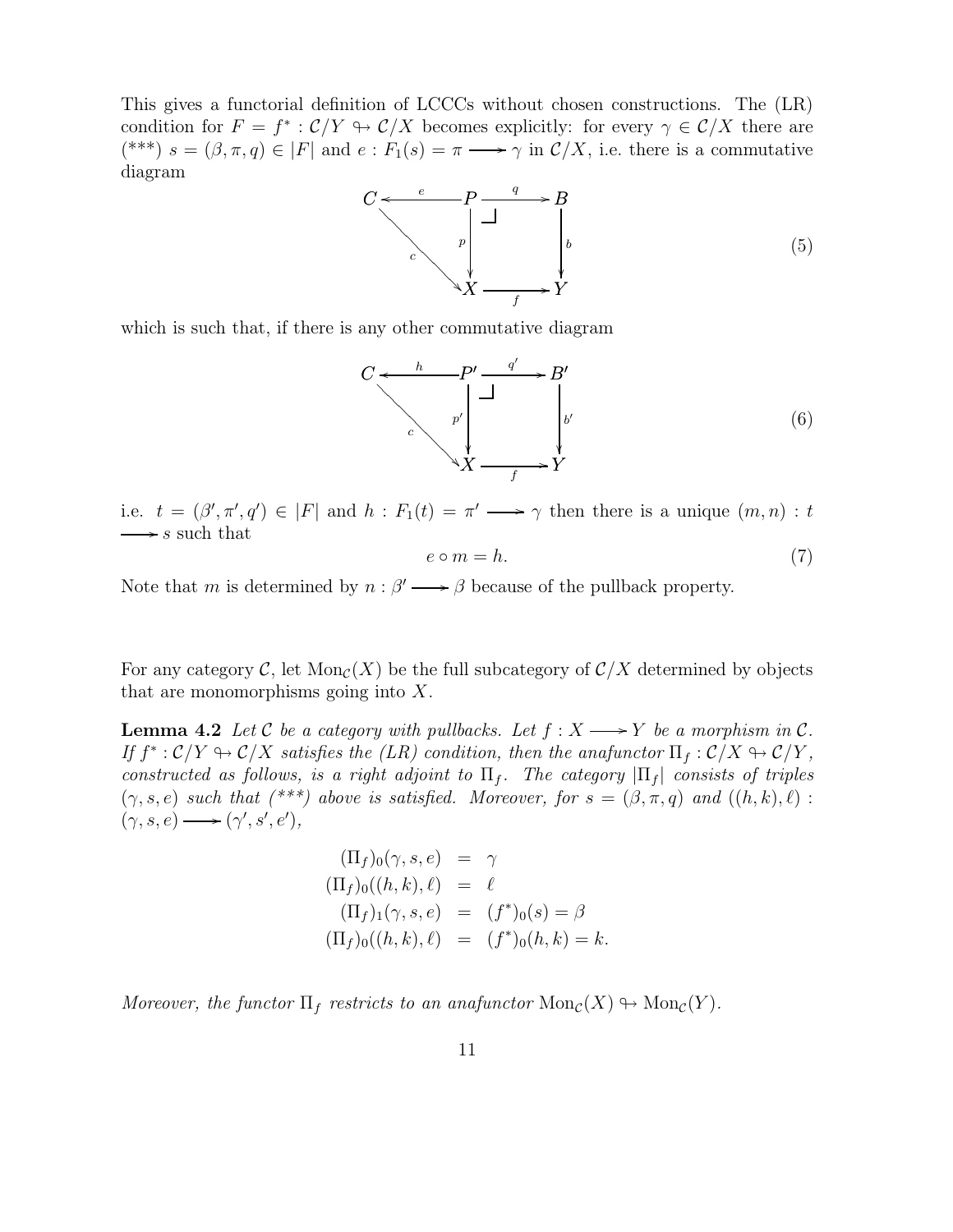This gives a functorial definition of LCCCs without chosen constructions. The (LR) condition for $F = f^* : \mathcal{C}/Y \nrightarrow \mathcal{C}/X$ becomes explicitly: for every $\gamma \in \mathcal{C}/X$ there are (***) $s = (\beta, \pi, q) \in |F|$ and $e : F_1(s) = \pi \longrightarrow \gamma$ in $\mathcal{C}/X$, i.e. there is a commutative diagram

$$
\begin{array}{ccccc}
C & \xleftarrow{e} & P & \xrightarrow{q} & B \\
& \searrow^{c} & \downarrow p & \lrcorner & \downarrow b \\
& & X & \xrightarrow{f} & Y
\end{array}
\tag{5}
$$

which is such that, if there is any other commutative diagram

$$
\begin{array}{ccccc}
C & \xleftarrow{h} & P' & \xrightarrow{q'} & B' \\
& \searrow^{c} & \downarrow p' & \lrcorner & \downarrow b' \\
& & X & \xrightarrow{f} & Y
\end{array}
\tag{6}
$$

i.e. $t = (\beta', \pi', q') \in |F|$ and $h : F_1(t) = \pi' \longrightarrow \gamma$ then there is a unique $(m, n) : t \longrightarrow s$ such that

$$
e \circ m = h. \tag{7}
$$

Note that $m$ is determined by $n : \beta' \longrightarrow \beta$ because of the pullback property.

For any category $\mathcal{C}$, let $\mathrm{Mon}_{\mathcal{C}}(X)$ be the full subcategory of $\mathcal{C}/X$ determined by objects that are monomorphisms going into $X$.

**Lemma 4.2** *Let $\mathcal{C}$ be a category with pullbacks. Let $f : X \longrightarrow Y$ be a morphism in $\mathcal{C}$. If $f^* : \mathcal{C}/Y \nrightarrow \mathcal{C}/X$ satisfies the (LR) condition, then the anafunctor $\Pi_f : \mathcal{C}/X \nrightarrow \mathcal{C}/Y$, constructed as follows, is a right adjoint to $\Pi_f$. The category $|\Pi_f|$ consists of triples $(\gamma, s, e)$ such that (***) above is satisfied. Moreover, for $s = (\beta, \pi, q)$ and $((h,k), \ell) : (\gamma, s, e) \longrightarrow (\gamma', s', e')$,*

$$
\begin{aligned}
(\Pi_f)_0(\gamma, s, e) &= \gamma \\
(\Pi_f)_0((h,k), \ell) &= \ell \\
(\Pi_f)_1(\gamma, s, e) &= (f^*)_0(s) = \beta \\
(\Pi_f)_0((h,k), \ell) &= (f^*)_0(h,k) = k.
\end{aligned}
$$

*Moreover, the functor $\Pi_f$ restricts to an anafunctor $\mathrm{Mon}_{\mathcal{C}}(X) \nrightarrow \mathrm{Mon}_{\mathcal{C}}(Y)$.*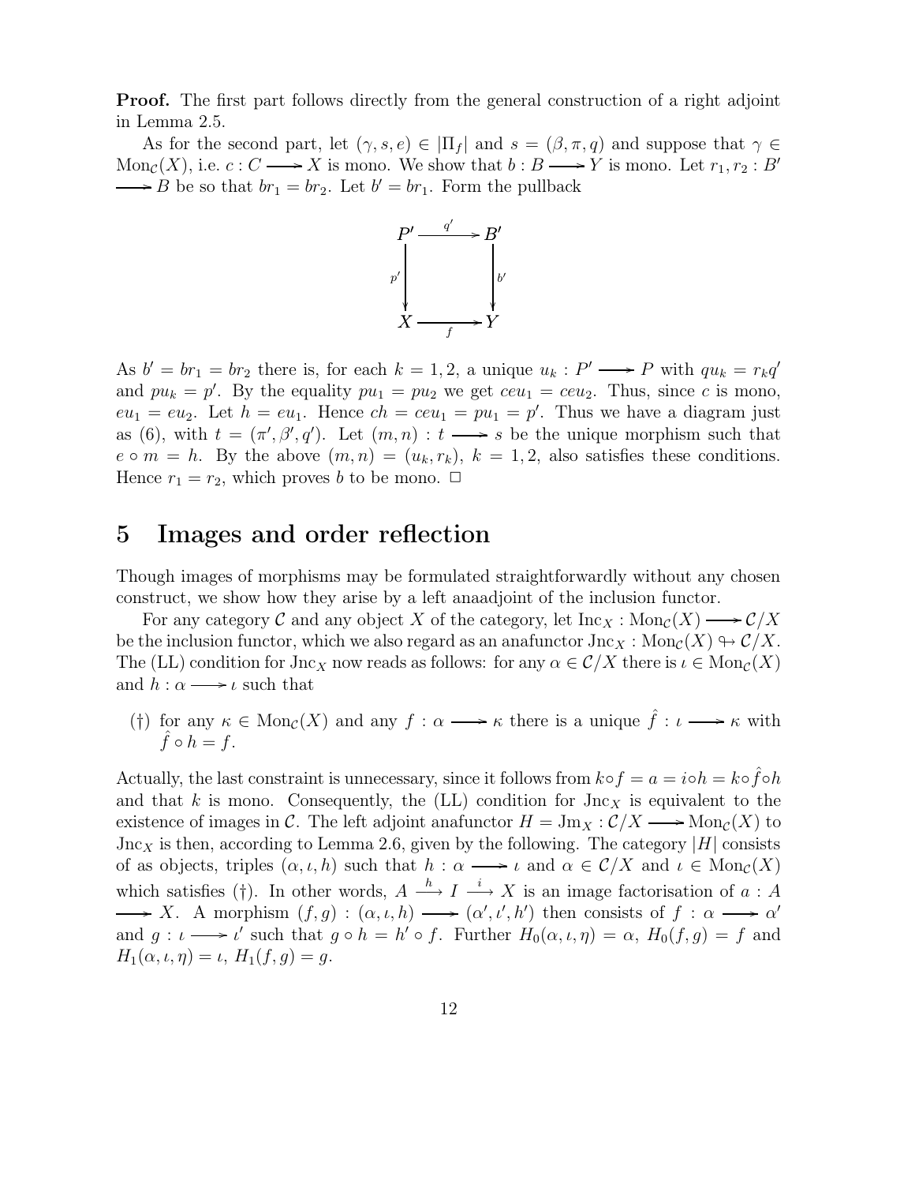**Proof.** The first part follows directly from the general construction of a right adjoint in Lemma 2.5.

As for the second part, let $(\gamma, s, e) \in |\Pi_f|$ and $s = (\beta, \pi, q)$ and suppose that $\gamma \in \mathrm{Mon}_{\mathcal{C}}(X)$, i.e. $c : C \longrightarrow X$ is mono. We show that $b : B \longrightarrow Y$ is mono. Let $r_1, r_2 : B' \longrightarrow B$ be so that $br_1 = br_2$. Let $b' = br_1$. Form the pullback

$$\begin{array}{ccc} P' & \xrightarrow{q'} & B' \\ {\scriptstyle p'}\downarrow & & \downarrow{\scriptstyle b'} \\ X & \xrightarrow[f]{} & Y \end{array}$$

As $b' = br_1 = br_2$ there is, for each $k = 1, 2$, a unique $u_k : P' \longrightarrow P$ with $qu_k = r_k q'$ and $pu_k = p'$. By the equality $pu_1 = pu_2$ we get $ceu_1 = ceu_2$. Thus, since $c$ is mono, $eu_1 = eu_2$. Let $h = eu_1$. Hence $ch = ceu_1 = pu_1 = p'$. Thus we have a diagram just as (6), with $t = (\pi', \beta', q')$. Let $(m, n) : t \longrightarrow s$ be the unique morphism such that $e \circ m = h$. By the above $(m, n) = (u_k, r_k)$, $k = 1, 2$, also satisfies these conditions. Hence $r_1 = r_2$, which proves $b$ to be mono. $\square$

# 5 Images and order reflection

Though images of morphisms may be formulated straightforwardly without any chosen construct, we show how they arise by a left anaadjoint of the inclusion functor.

For any category $\mathcal{C}$ and any object $X$ of the category, let $\mathrm{Inc}_X : \mathrm{Mon}_{\mathcal{C}}(X) \longrightarrow \mathcal{C}/X$ be the inclusion functor, which we also regard as an anafunctor $\mathrm{Jnc}_X : \mathrm{Mon}_{\mathcal{C}}(X) \looparrowright \mathcal{C}/X$. The (LL) condition for $\mathrm{Jnc}_X$ now reads as follows: for any $\alpha \in \mathcal{C}/X$ there is $\iota \in \mathrm{Mon}_{\mathcal{C}}(X)$ and $h : \alpha \longrightarrow \iota$ such that

(†) for any $\kappa \in \mathrm{Mon}_{\mathcal{C}}(X)$ and any $f : \alpha \longrightarrow \kappa$ there is a unique $\hat{f} : \iota \longrightarrow \kappa$ with $\hat{f} \circ h = f$.

Actually, the last constraint is unnecessary, since it follows from $k \circ f = a = i \circ h = k \circ \hat{f} \circ h$ and that $k$ is mono. Consequently, the (LL) condition for $\mathrm{Jnc}_X$ is equivalent to the existence of images in $\mathcal{C}$. The left adjoint anafunctor $H = \mathrm{Jm}_X : \mathcal{C}/X \longrightarrow \mathrm{Mon}_{\mathcal{C}}(X)$ to $\mathrm{Jnc}_X$ is then, according to Lemma 2.6, given by the following. The category $|H|$ consists of as objects, triples $(\alpha, \iota, h)$ such that $h : \alpha \longrightarrow \iota$ and $\alpha \in \mathcal{C}/X$ and $\iota \in \mathrm{Mon}_{\mathcal{C}}(X)$ which satisfies (†). In other words, $A \xrightarrow{h} I \xrightarrow{i} X$ is an image factorisation of $a : A \longrightarrow X$. A morphism $(f, g) : (\alpha, \iota, h) \longrightarrow (\alpha', \iota', h')$ then consists of $f : \alpha \longrightarrow \alpha'$ and $g : \iota \longrightarrow \iota'$ such that $g \circ h = h' \circ f$. Further $H_0(\alpha, \iota, \eta) = \alpha$, $H_0(f, g) = f$ and $H_1(\alpha, \iota, \eta) = \iota$, $H_1(f, g) = g$.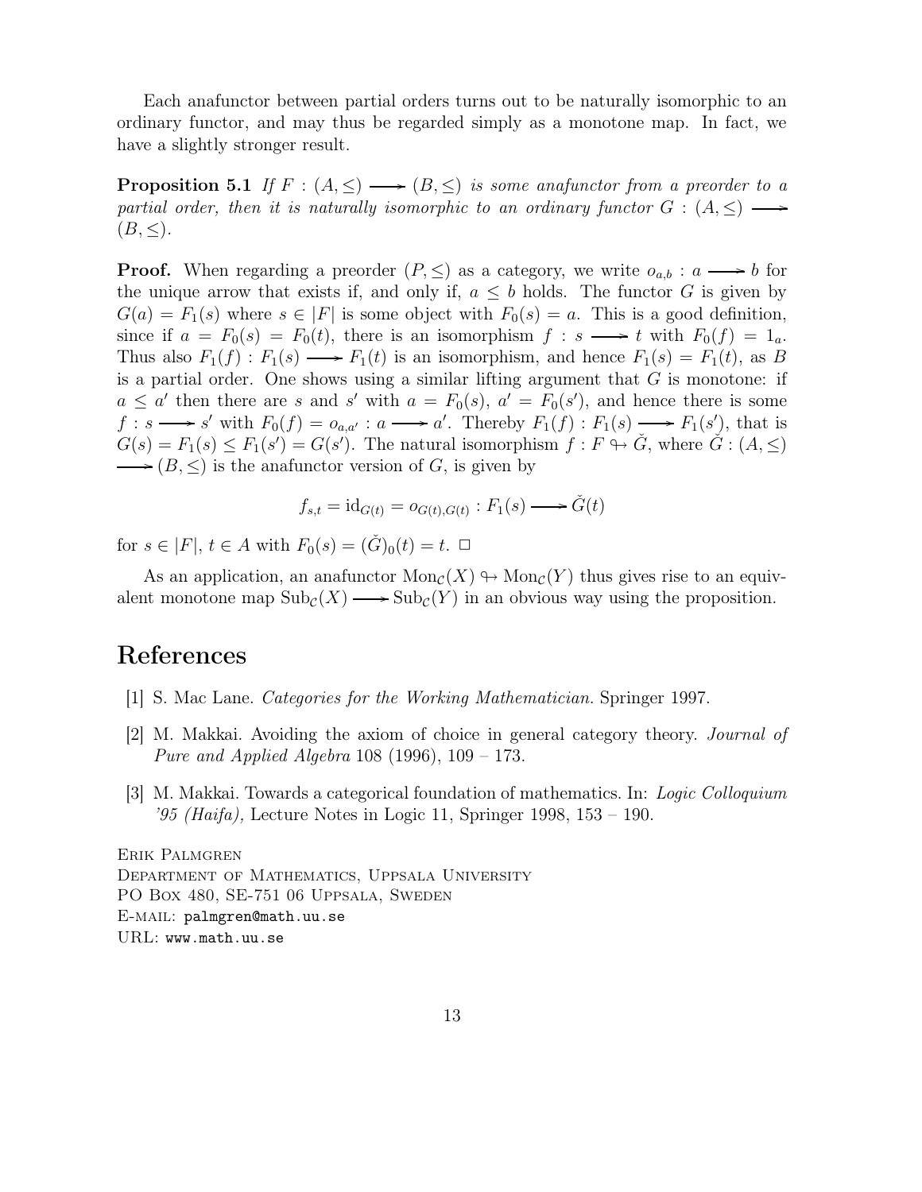Each anafunctor between partial orders turns out to be naturally isomorphic to an ordinary functor, and may thus be regarded simply as a monotone map. In fact, we have a slightly stronger result.

**Proposition 5.1** *If $F : (A, \leq) \longrightarrow (B, \leq)$ is some anafunctor from a preorder to a partial order, then it is naturally isomorphic to an ordinary functor $G : (A, \leq) \longrightarrow (B, \leq)$.*

**Proof.** When regarding a preorder $(P, \leq)$ as a category, we write $o_{a,b} : a \longrightarrow b$ for the unique arrow that exists if, and only if, $a \leq b$ holds. The functor $G$ is given by $G(a) = F_1(s)$ where $s \in |F|$ is some object with $F_0(s) = a$. This is a good definition, since if $a = F_0(s) = F_0(t)$, there is an isomorphism $f : s \longrightarrow t$ with $F_0(f) = 1_a$. Thus also $F_1(f) : F_1(s) \longrightarrow F_1(t)$ is an isomorphism, and hence $F_1(s) = F_1(t)$, as $B$ is a partial order. One shows using a similar lifting argument that $G$ is monotone: if $a \leq a'$ then there are $s$ and $s'$ with $a = F_0(s)$, $a' = F_0(s')$, and hence there is some $f : s \longrightarrow s'$ with $F_0(f) = o_{a,a'} : a \longrightarrow a'$. Thereby $F_1(f) : F_1(s) \longrightarrow F_1(s')$, that is $G(s) = F_1(s) \leq F_1(s') = G(s')$. The natural isomorphism $f : F \nrightarrow \check{G}$, where $\check{G} : (A, \leq) \longrightarrow (B, \leq)$ is the anafunctor version of $G$, is given by

$$f_{s,t} = \mathrm{id}_{G(t)} = o_{G(t),G(t)} : F_1(s) \longrightarrow \check{G}(t)$$

for $s \in |F|$, $t \in A$ with $F_0(s) = (\check{G})_0(t) = t$. $\Box$

As an application, an anafunctor $\mathrm{Mon}_{\mathcal{C}}(X) \nrightarrow \mathrm{Mon}_{\mathcal{C}}(Y)$ thus gives rise to an equivalent monotone map $\mathrm{Sub}_{\mathcal{C}}(X) \longrightarrow \mathrm{Sub}_{\mathcal{C}}(Y)$ in an obvious way using the proposition.

# References

[1] S. Mac Lane. *Categories for the Working Mathematician.* Springer 1997.

[2] M. Makkai. Avoiding the axiom of choice in general category theory. *Journal of Pure and Applied Algebra* 108 (1996), 109 – 173.

[3] M. Makkai. Towards a categorical foundation of mathematics. In: *Logic Colloquium '95 (Haifa),* Lecture Notes in Logic 11, Springer 1998, 153 – 190.

Erik Palmgren
Department of Mathematics, Uppsala University
PO Box 480, SE-751 06 Uppsala, Sweden
E-mail: palmgren@math.uu.se
URL: www.math.uu.se